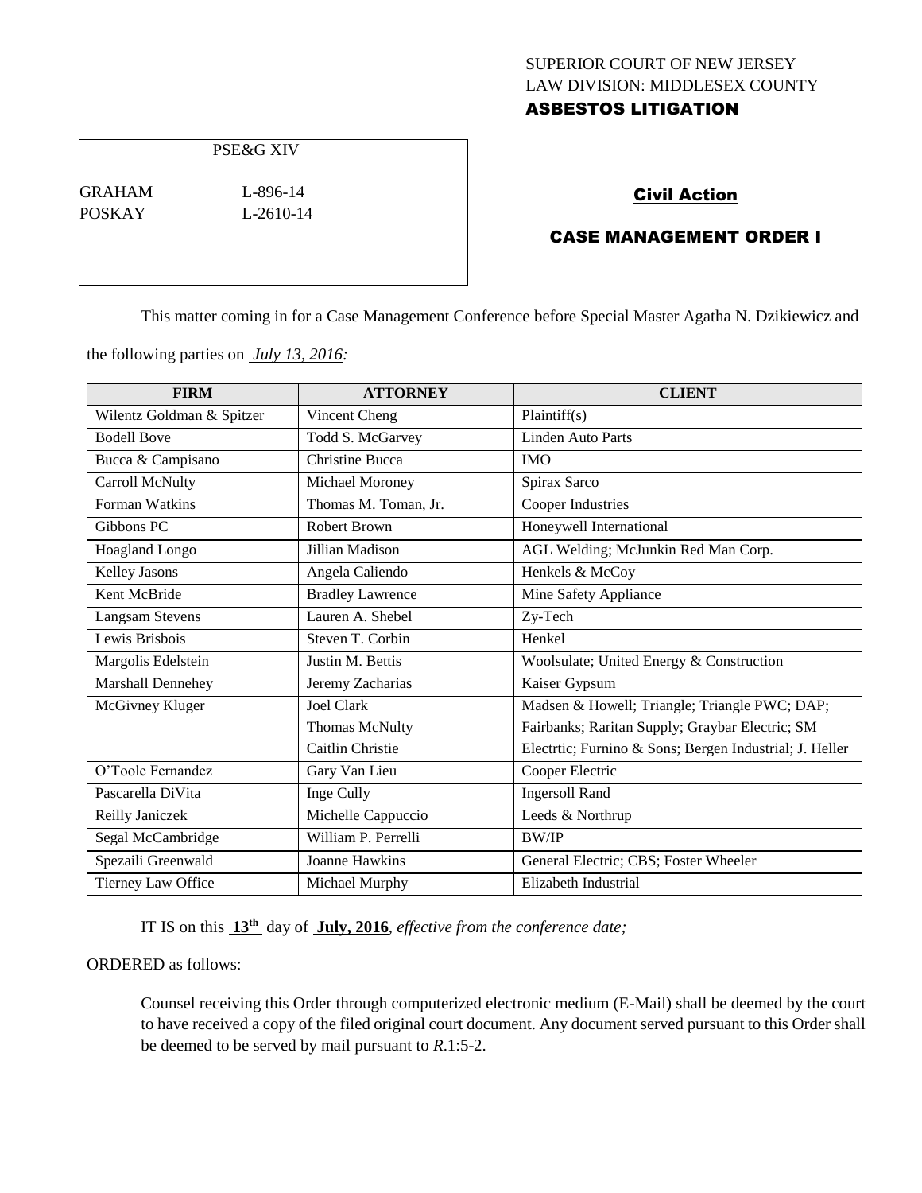SUPERIOR COURT OF NEW JERSEY
LAW DIVISION: MIDDLESEX COUNTY
**ASBESTOS LITIGATION**

PSE&G XIV

GRAHAM L-896-14
POSKAY L-2610-14

**Civil Action**

**CASE MANAGEMENT ORDER I**

This matter coming in for a Case Management Conference before Special Master Agatha N. Dzikiewicz and the following parties on *July 13, 2016:*

| FIRM | ATTORNEY | CLIENT |
|---|---|---|
| Wilentz Goldman & Spitzer | Vincent Cheng | Plaintiff(s) |
| Bodell Bove | Todd S. McGarvey | Linden Auto Parts |
| Bucca & Campisano | Christine Bucca | IMO |
| Carroll McNulty | Michael Moroney | Spirax Sarco |
| Forman Watkins | Thomas M. Toman, Jr. | Cooper Industries |
| Gibbons PC | Robert Brown | Honeywell International |
| Hoagland Longo | Jillian Madison | AGL Welding; McJunkin Red Man Corp. |
| Kelley Jasons | Angela Caliendo | Henkels & McCoy |
| Kent McBride | Bradley Lawrence | Mine Safety Appliance |
| Langsam Stevens | Lauren A. Shebel | Zy-Tech |
| Lewis Brisbois | Steven T. Corbin | Henkel |
| Margolis Edelstein | Justin M. Bettis | Woolsulate; United Energy & Construction |
| Marshall Dennehey | Jeremy Zacharias | Kaiser Gypsum |
| McGivney Kluger | Joel Clark<br>Thomas McNulty<br>Caitlin Christie | Madsen & Howell; Triangle; Triangle PWC; DAP; Fairbanks; Raritan Supply; Graybar Electric; SM Electrtic; Furnino & Sons; Bergen Industrial; J. Heller |
| O'Toole Fernandez | Gary Van Lieu | Cooper Electric |
| Pascarella DiVita | Inge Cully | Ingersoll Rand |
| Reilly Janiczek | Michelle Cappuccio | Leeds & Northrup |
| Segal McCambridge | William P. Perrelli | BW/IP |
| Spezaili Greenwald | Joanne Hawkins | General Electric; CBS; Foster Wheeler |
| Tierney Law Office | Michael Murphy | Elizabeth Industrial |

IT IS on this **13th** day of **July, 2016**, *effective from the conference date;*

ORDERED as follows:

Counsel receiving this Order through computerized electronic medium (E-Mail) shall be deemed by the court to have received a copy of the filed original court document. Any document served pursuant to this Order shall be deemed to be served by mail pursuant to *R*.1:5-2.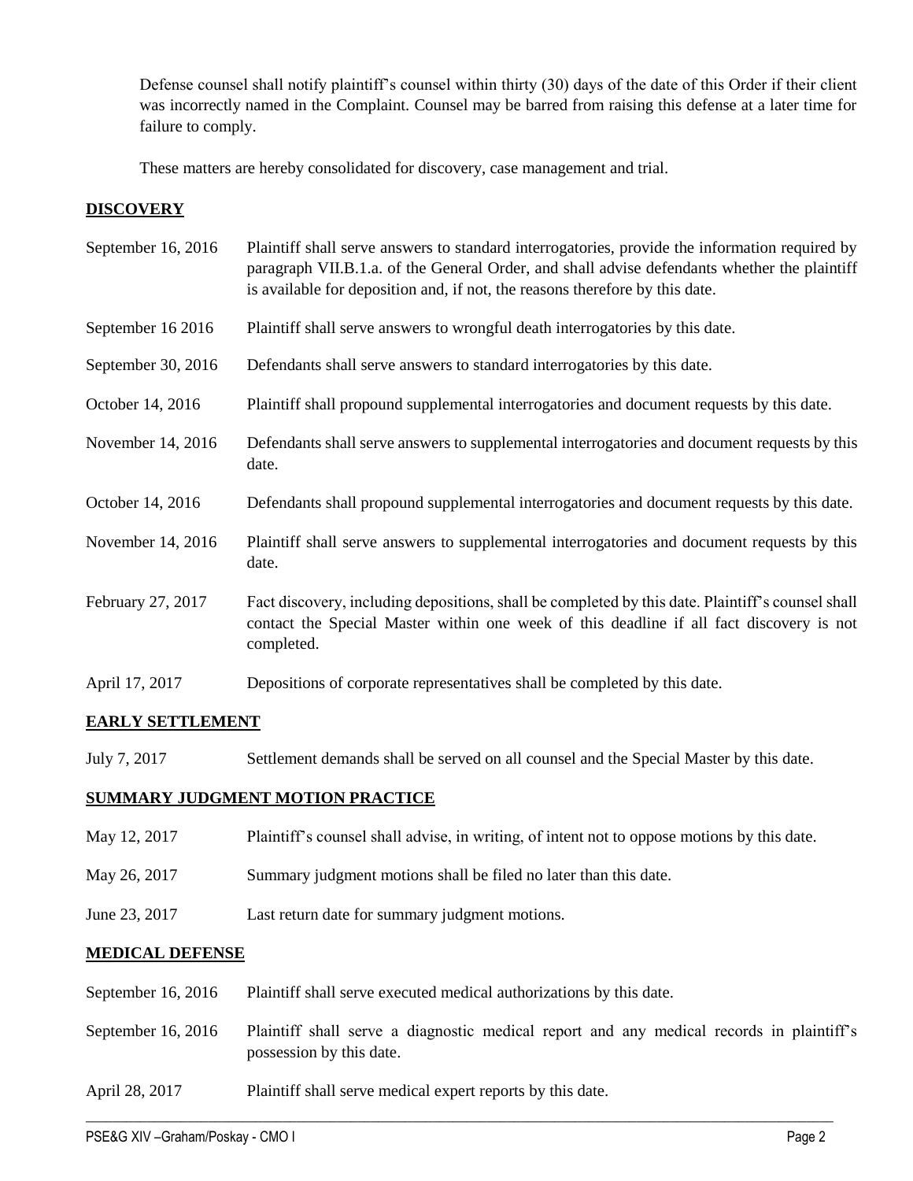Defense counsel shall notify plaintiff's counsel within thirty (30) days of the date of this Order if their client was incorrectly named in the Complaint. Counsel may be barred from raising this defense at a later time for failure to comply.

These matters are hereby consolidated for discovery, case management and trial.

## DISCOVERY

| | |
|---|---|
| September 16, 2016 | Plaintiff shall serve answers to standard interrogatories, provide the information required by paragraph VII.B.1.a. of the General Order, and shall advise defendants whether the plaintiff is available for deposition and, if not, the reasons therefore by this date. |
| September 16 2016 | Plaintiff shall serve answers to wrongful death interrogatories by this date. |
| September 30, 2016 | Defendants shall serve answers to standard interrogatories by this date. |
| October 14, 2016 | Plaintiff shall propound supplemental interrogatories and document requests by this date. |
| November 14, 2016 | Defendants shall serve answers to supplemental interrogatories and document requests by this date. |
| October 14, 2016 | Defendants shall propound supplemental interrogatories and document requests by this date. |
| November 14, 2016 | Plaintiff shall serve answers to supplemental interrogatories and document requests by this date. |
| February 27, 2017 | Fact discovery, including depositions, shall be completed by this date. Plaintiff's counsel shall contact the Special Master within one week of this deadline if all fact discovery is not completed. |
| April 17, 2017 | Depositions of corporate representatives shall be completed by this date. |

## EARLY SETTLEMENT

| | |
|---|---|
| July 7, 2017 | Settlement demands shall be served on all counsel and the Special Master by this date. |

## SUMMARY JUDGMENT MOTION PRACTICE

| | |
|---|---|
| May 12, 2017 | Plaintiff's counsel shall advise, in writing, of intent not to oppose motions by this date. |
| May 26, 2017 | Summary judgment motions shall be filed no later than this date. |
| June 23, 2017 | Last return date for summary judgment motions. |

## MEDICAL DEFENSE

| | |
|---|---|
| September 16, 2016 | Plaintiff shall serve executed medical authorizations by this date. |
| September 16, 2016 | Plaintiff shall serve a diagnostic medical report and any medical records in plaintiff's possession by this date. |
| April 28, 2017 | Plaintiff shall serve medical expert reports by this date. |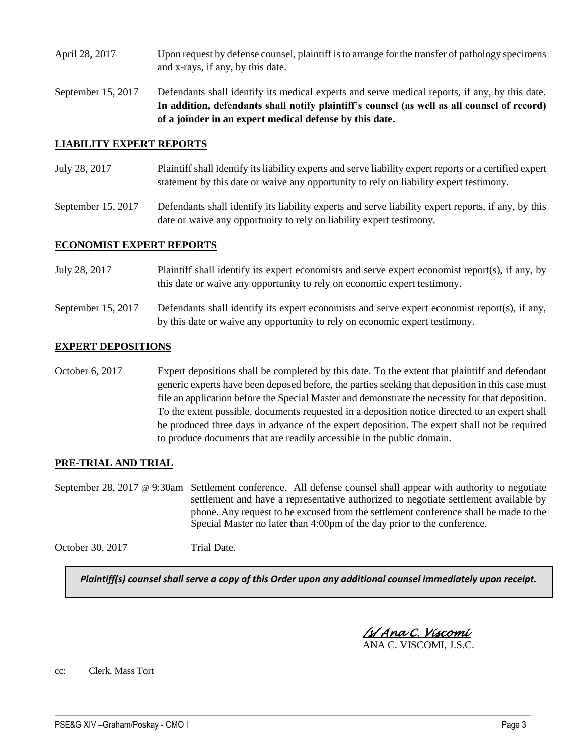| | |
|---|---|
| April 28, 2017 | Upon request by defense counsel, plaintiff is to arrange for the transfer of pathology specimens and x-rays, if any, by this date. |
| September 15, 2017 | Defendants shall identify its medical experts and serve medical reports, if any, by this date. **In addition, defendants shall notify plaintiff's counsel (as well as all counsel of record) of a joinder in an expert medical defense by this date.** |

## LIABILITY EXPERT REPORTS

| | |
|---|---|
| July 28, 2017 | Plaintiff shall identify its liability experts and serve liability expert reports or a certified expert statement by this date or waive any opportunity to rely on liability expert testimony. |
| September 15, 2017 | Defendants shall identify its liability experts and serve liability expert reports, if any, by this date or waive any opportunity to rely on liability expert testimony. |

## ECONOMIST EXPERT REPORTS

| | |
|---|---|
| July 28, 2017 | Plaintiff shall identify its expert economists and serve expert economist report(s), if any, by this date or waive any opportunity to rely on economic expert testimony. |
| September 15, 2017 | Defendants shall identify its expert economists and serve expert economist report(s), if any, by this date or waive any opportunity to rely on economic expert testimony. |

## EXPERT DEPOSITIONS

| | |
|---|---|
| October 6, 2017 | Expert depositions shall be completed by this date. To the extent that plaintiff and defendant generic experts have been deposed before, the parties seeking that deposition in this case must file an application before the Special Master and demonstrate the necessity for that deposition. To the extent possible, documents requested in a deposition notice directed to an expert shall be produced three days in advance of the expert deposition. The expert shall not be required to produce documents that are readily accessible in the public domain. |

## PRE-TRIAL AND TRIAL

| | |
|---|---|
| September 28, 2017 @ 9:30am | Settlement conference. All defense counsel shall appear with authority to negotiate settlement and have a representative authorized to negotiate settlement available by phone. Any request to be excused from the settlement conference shall be made to the Special Master no later than 4:00pm of the day prior to the conference. |
| October 30, 2017 | Trial Date. |

***Plaintiff(s) counsel shall serve a copy of this Order upon any additional counsel immediately upon receipt.***

/s/ Ana C. Viscomi
ANA C. VISCOMI, J.S.C.

cc: Clerk, Mass Tort